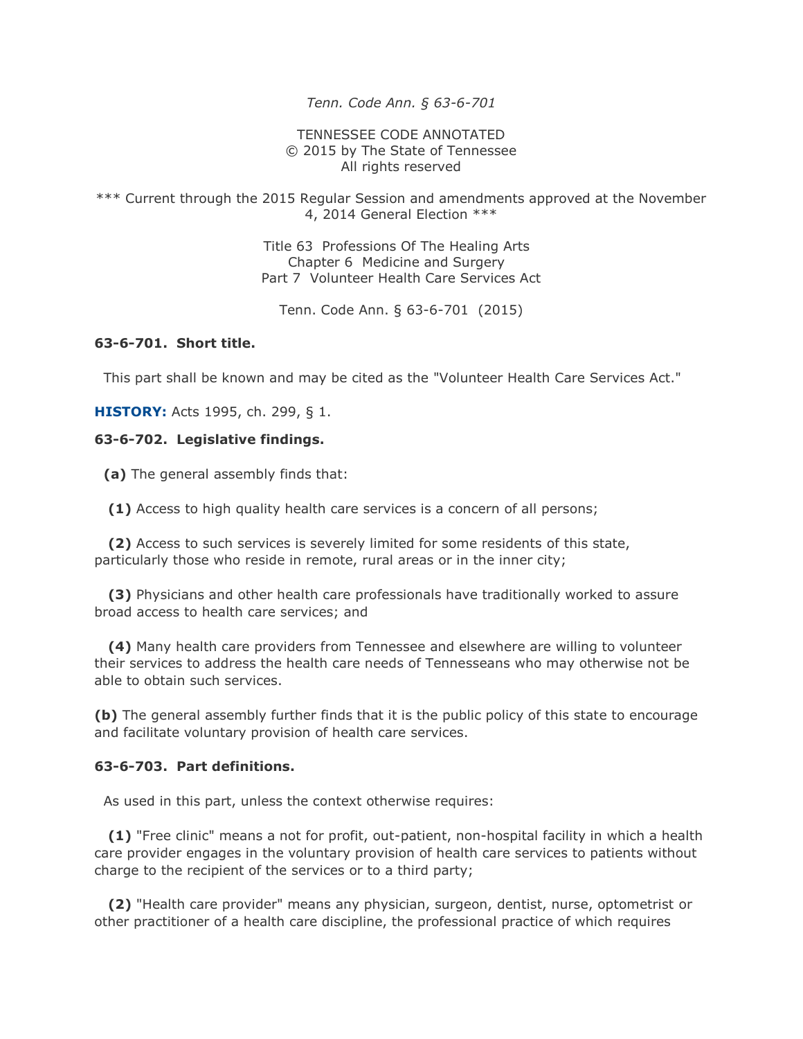*Tenn. Code Ann. § 63-6-701*

TENNESSEE CODE ANNOTATED
© 2015 by The State of Tennessee
All rights reserved

*** Current through the 2015 Regular Session and amendments approved at the November 4, 2014 General Election ***

Title 63 Professions Of The Healing Arts
Chapter 6 Medicine and Surgery
Part 7 Volunteer Health Care Services Act

Tenn. Code Ann. § 63-6-701 (2015)

**63-6-701. Short title.**

This part shall be known and may be cited as the "Volunteer Health Care Services Act."

**HISTORY:** Acts 1995, ch. 299, § 1.

**63-6-702. Legislative findings.**

**(a)** The general assembly finds that:

**(1)** Access to high quality health care services is a concern of all persons;

**(2)** Access to such services is severely limited for some residents of this state, particularly those who reside in remote, rural areas or in the inner city;

**(3)** Physicians and other health care professionals have traditionally worked to assure broad access to health care services; and

**(4)** Many health care providers from Tennessee and elsewhere are willing to volunteer their services to address the health care needs of Tennesseans who may otherwise not be able to obtain such services.

**(b)** The general assembly further finds that it is the public policy of this state to encourage and facilitate voluntary provision of health care services.

**63-6-703. Part definitions.**

As used in this part, unless the context otherwise requires:

**(1)** "Free clinic" means a not for profit, out-patient, non-hospital facility in which a health care provider engages in the voluntary provision of health care services to patients without charge to the recipient of the services or to a third party;

**(2)** "Health care provider" means any physician, surgeon, dentist, nurse, optometrist or other practitioner of a health care discipline, the professional practice of which requires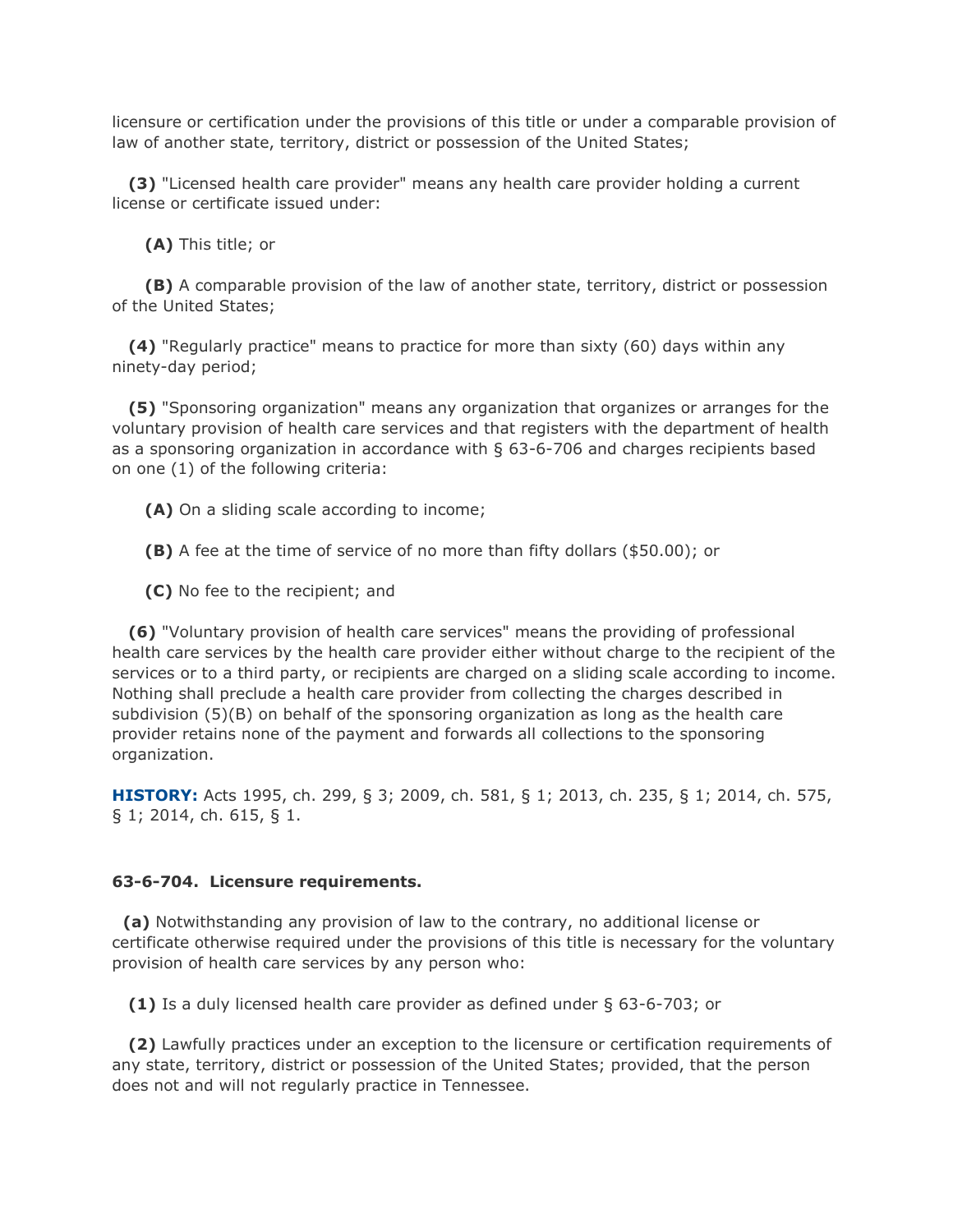licensure or certification under the provisions of this title or under a comparable provision of law of another state, territory, district or possession of the United States;

**(3)** "Licensed health care provider" means any health care provider holding a current license or certificate issued under:

**(A)** This title; or

**(B)** A comparable provision of the law of another state, territory, district or possession of the United States;

**(4)** "Regularly practice" means to practice for more than sixty (60) days within any ninety-day period;

**(5)** "Sponsoring organization" means any organization that organizes or arranges for the voluntary provision of health care services and that registers with the department of health as a sponsoring organization in accordance with § 63-6-706 and charges recipients based on one (1) of the following criteria:

**(A)** On a sliding scale according to income;

**(B)** A fee at the time of service of no more than fifty dollars ($50.00); or

**(C)** No fee to the recipient; and

**(6)** "Voluntary provision of health care services" means the providing of professional health care services by the health care provider either without charge to the recipient of the services or to a third party, or recipients are charged on a sliding scale according to income. Nothing shall preclude a health care provider from collecting the charges described in subdivision (5)(B) on behalf of the sponsoring organization as long as the health care provider retains none of the payment and forwards all collections to the sponsoring organization.

**HISTORY:** Acts 1995, ch. 299, § 3; 2009, ch. 581, § 1; 2013, ch. 235, § 1; 2014, ch. 575, § 1; 2014, ch. 615, § 1.

**63-6-704. Licensure requirements.**

**(a)** Notwithstanding any provision of law to the contrary, no additional license or certificate otherwise required under the provisions of this title is necessary for the voluntary provision of health care services by any person who:

**(1)** Is a duly licensed health care provider as defined under § 63-6-703; or

**(2)** Lawfully practices under an exception to the licensure or certification requirements of any state, territory, district or possession of the United States; provided, that the person does not and will not regularly practice in Tennessee.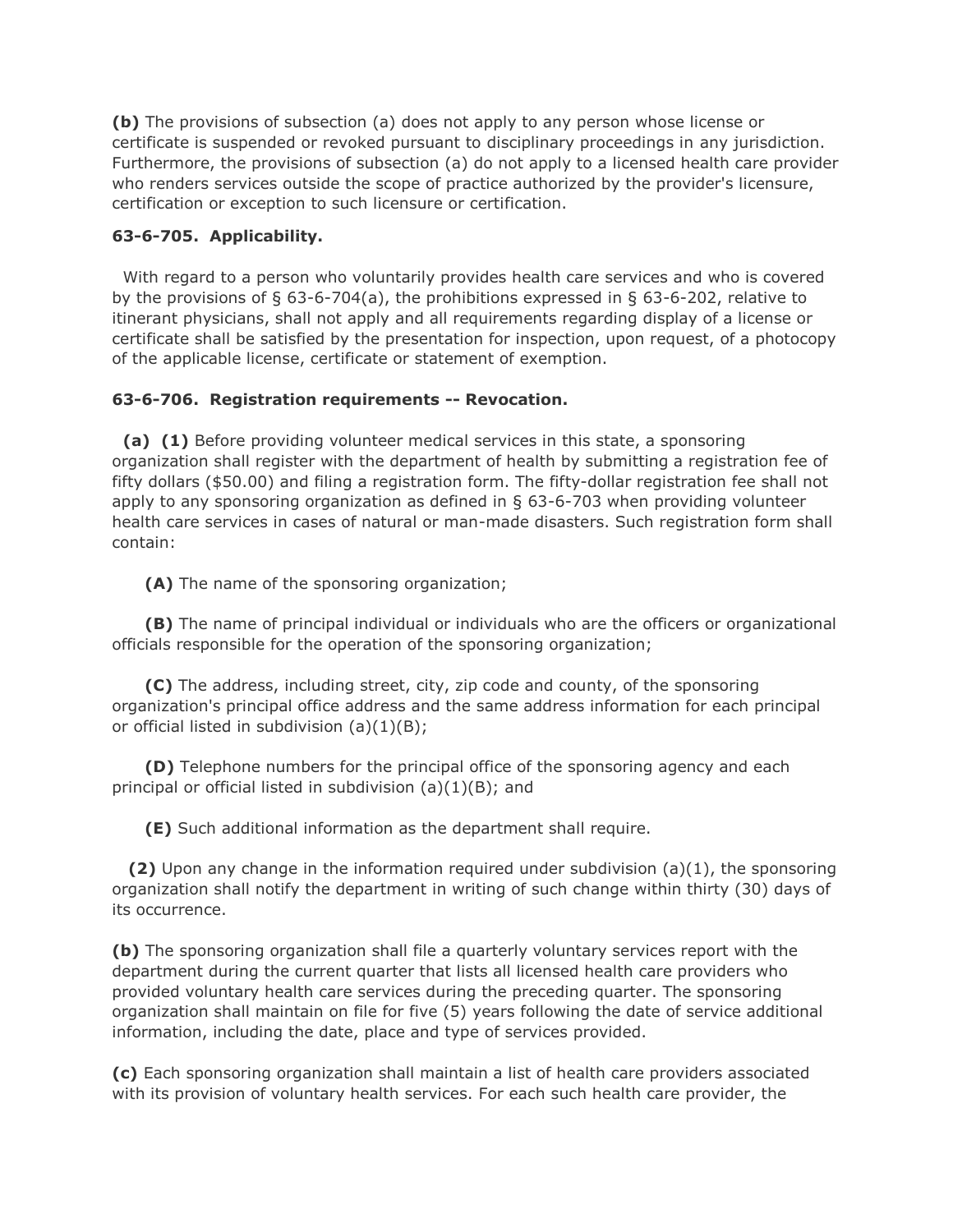**(b)** The provisions of subsection (a) does not apply to any person whose license or certificate is suspended or revoked pursuant to disciplinary proceedings in any jurisdiction. Furthermore, the provisions of subsection (a) do not apply to a licensed health care provider who renders services outside the scope of practice authorized by the provider's licensure, certification or exception to such licensure or certification.

**63-6-705. Applicability.**

With regard to a person who voluntarily provides health care services and who is covered by the provisions of § 63-6-704(a), the prohibitions expressed in § 63-6-202, relative to itinerant physicians, shall not apply and all requirements regarding display of a license or certificate shall be satisfied by the presentation for inspection, upon request, of a photocopy of the applicable license, certificate or statement of exemption.

**63-6-706. Registration requirements -- Revocation.**

**(a) (1)** Before providing volunteer medical services in this state, a sponsoring organization shall register with the department of health by submitting a registration fee of fifty dollars ($50.00) and filing a registration form. The fifty-dollar registration fee shall not apply to any sponsoring organization as defined in § 63-6-703 when providing volunteer health care services in cases of natural or man-made disasters. Such registration form shall contain:

**(A)** The name of the sponsoring organization;

**(B)** The name of principal individual or individuals who are the officers or organizational officials responsible for the operation of the sponsoring organization;

**(C)** The address, including street, city, zip code and county, of the sponsoring organization's principal office address and the same address information for each principal or official listed in subdivision (a)(1)(B);

**(D)** Telephone numbers for the principal office of the sponsoring agency and each principal or official listed in subdivision (a)(1)(B); and

**(E)** Such additional information as the department shall require.

**(2)** Upon any change in the information required under subdivision (a)(1), the sponsoring organization shall notify the department in writing of such change within thirty (30) days of its occurrence.

**(b)** The sponsoring organization shall file a quarterly voluntary services report with the department during the current quarter that lists all licensed health care providers who provided voluntary health care services during the preceding quarter. The sponsoring organization shall maintain on file for five (5) years following the date of service additional information, including the date, place and type of services provided.

**(c)** Each sponsoring organization shall maintain a list of health care providers associated with its provision of voluntary health services. For each such health care provider, the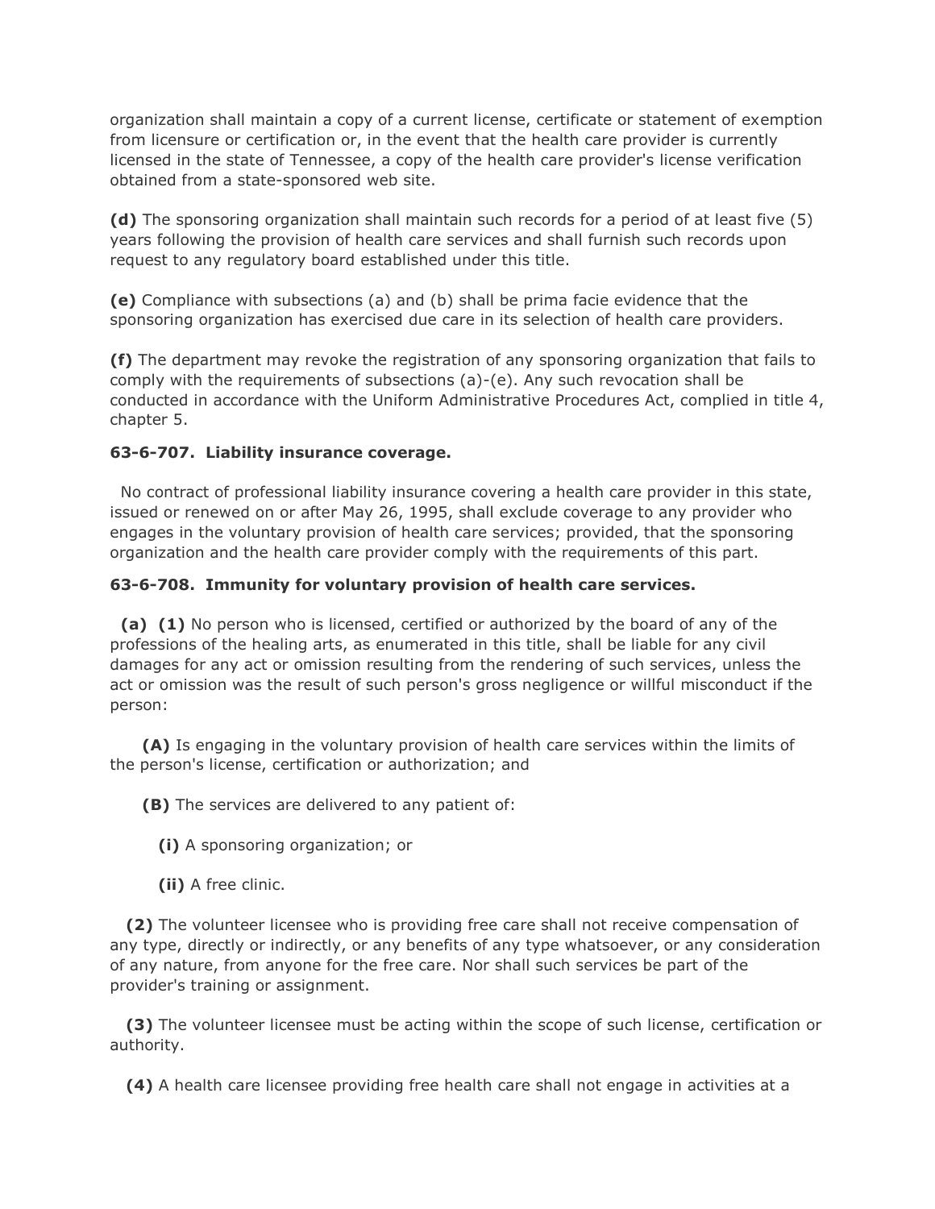organization shall maintain a copy of a current license, certificate or statement of exemption from licensure or certification or, in the event that the health care provider is currently licensed in the state of Tennessee, a copy of the health care provider's license verification obtained from a state-sponsored web site.

**(d)** The sponsoring organization shall maintain such records for a period of at least five (5) years following the provision of health care services and shall furnish such records upon request to any regulatory board established under this title.

**(e)** Compliance with subsections (a) and (b) shall be prima facie evidence that the sponsoring organization has exercised due care in its selection of health care providers.

**(f)** The department may revoke the registration of any sponsoring organization that fails to comply with the requirements of subsections (a)-(e). Any such revocation shall be conducted in accordance with the Uniform Administrative Procedures Act, complied in title 4, chapter 5.

**63-6-707. Liability insurance coverage.**

No contract of professional liability insurance covering a health care provider in this state, issued or renewed on or after May 26, 1995, shall exclude coverage to any provider who engages in the voluntary provision of health care services; provided, that the sponsoring organization and the health care provider comply with the requirements of this part.

**63-6-708. Immunity for voluntary provision of health care services.**

**(a) (1)** No person who is licensed, certified or authorized by the board of any of the professions of the healing arts, as enumerated in this title, shall be liable for any civil damages for any act or omission resulting from the rendering of such services, unless the act or omission was the result of such person's gross negligence or willful misconduct if the person:

**(A)** Is engaging in the voluntary provision of health care services within the limits of the person's license, certification or authorization; and

**(B)** The services are delivered to any patient of:

**(i)** A sponsoring organization; or

**(ii)** A free clinic.

**(2)** The volunteer licensee who is providing free care shall not receive compensation of any type, directly or indirectly, or any benefits of any type whatsoever, or any consideration of any nature, from anyone for the free care. Nor shall such services be part of the provider's training or assignment.

**(3)** The volunteer licensee must be acting within the scope of such license, certification or authority.

**(4)** A health care licensee providing free health care shall not engage in activities at a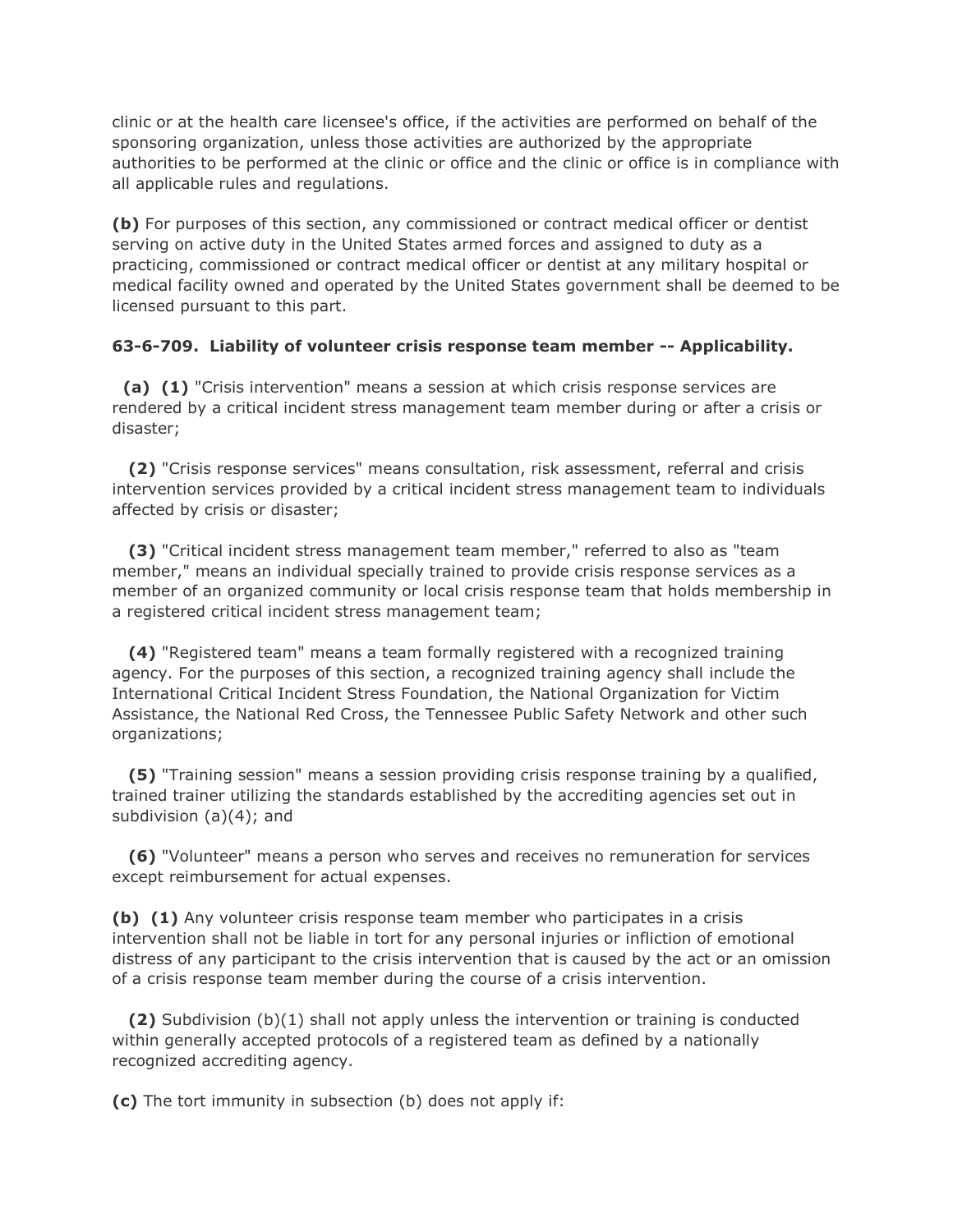clinic or at the health care licensee's office, if the activities are performed on behalf of the sponsoring organization, unless those activities are authorized by the appropriate authorities to be performed at the clinic or office and the clinic or office is in compliance with all applicable rules and regulations.

**(b)** For purposes of this section, any commissioned or contract medical officer or dentist serving on active duty in the United States armed forces and assigned to duty as a practicing, commissioned or contract medical officer or dentist at any military hospital or medical facility owned and operated by the United States government shall be deemed to be licensed pursuant to this part.

**63-6-709. Liability of volunteer crisis response team member -- Applicability.**

**(a) (1)** "Crisis intervention" means a session at which crisis response services are rendered by a critical incident stress management team member during or after a crisis or disaster;

**(2)** "Crisis response services" means consultation, risk assessment, referral and crisis intervention services provided by a critical incident stress management team to individuals affected by crisis or disaster;

**(3)** "Critical incident stress management team member," referred to also as "team member," means an individual specially trained to provide crisis response services as a member of an organized community or local crisis response team that holds membership in a registered critical incident stress management team;

**(4)** "Registered team" means a team formally registered with a recognized training agency. For the purposes of this section, a recognized training agency shall include the International Critical Incident Stress Foundation, the National Organization for Victim Assistance, the National Red Cross, the Tennessee Public Safety Network and other such organizations;

**(5)** "Training session" means a session providing crisis response training by a qualified, trained trainer utilizing the standards established by the accrediting agencies set out in subdivision (a)(4); and

**(6)** "Volunteer" means a person who serves and receives no remuneration for services except reimbursement for actual expenses.

**(b) (1)** Any volunteer crisis response team member who participates in a crisis intervention shall not be liable in tort for any personal injuries or infliction of emotional distress of any participant to the crisis intervention that is caused by the act or an omission of a crisis response team member during the course of a crisis intervention.

**(2)** Subdivision (b)(1) shall not apply unless the intervention or training is conducted within generally accepted protocols of a registered team as defined by a nationally recognized accrediting agency.

**(c)** The tort immunity in subsection (b) does not apply if: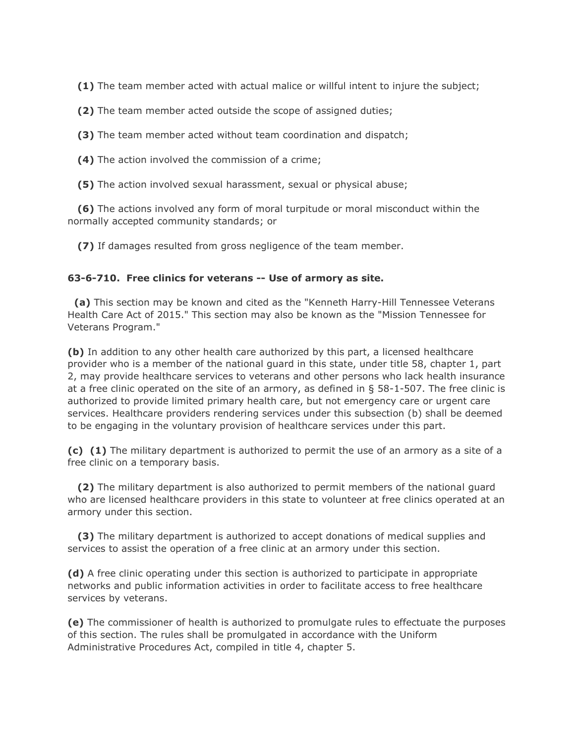**(1)** The team member acted with actual malice or willful intent to injure the subject;

**(2)** The team member acted outside the scope of assigned duties;

**(3)** The team member acted without team coordination and dispatch;

**(4)** The action involved the commission of a crime;

**(5)** The action involved sexual harassment, sexual or physical abuse;

**(6)** The actions involved any form of moral turpitude or moral misconduct within the normally accepted community standards; or

**(7)** If damages resulted from gross negligence of the team member.

**63-6-710. Free clinics for veterans -- Use of armory as site.**

**(a)** This section may be known and cited as the "Kenneth Harry-Hill Tennessee Veterans Health Care Act of 2015." This section may also be known as the "Mission Tennessee for Veterans Program."

**(b)** In addition to any other health care authorized by this part, a licensed healthcare provider who is a member of the national guard in this state, under title 58, chapter 1, part 2, may provide healthcare services to veterans and other persons who lack health insurance at a free clinic operated on the site of an armory, as defined in § 58-1-507. The free clinic is authorized to provide limited primary health care, but not emergency care or urgent care services. Healthcare providers rendering services under this subsection (b) shall be deemed to be engaging in the voluntary provision of healthcare services under this part.

**(c)** **(1)** The military department is authorized to permit the use of an armory as a site of a free clinic on a temporary basis.

**(2)** The military department is also authorized to permit members of the national guard who are licensed healthcare providers in this state to volunteer at free clinics operated at an armory under this section.

**(3)** The military department is authorized to accept donations of medical supplies and services to assist the operation of a free clinic at an armory under this section.

**(d)** A free clinic operating under this section is authorized to participate in appropriate networks and public information activities in order to facilitate access to free healthcare services by veterans.

**(e)** The commissioner of health is authorized to promulgate rules to effectuate the purposes of this section. The rules shall be promulgated in accordance with the Uniform Administrative Procedures Act, compiled in title 4, chapter 5.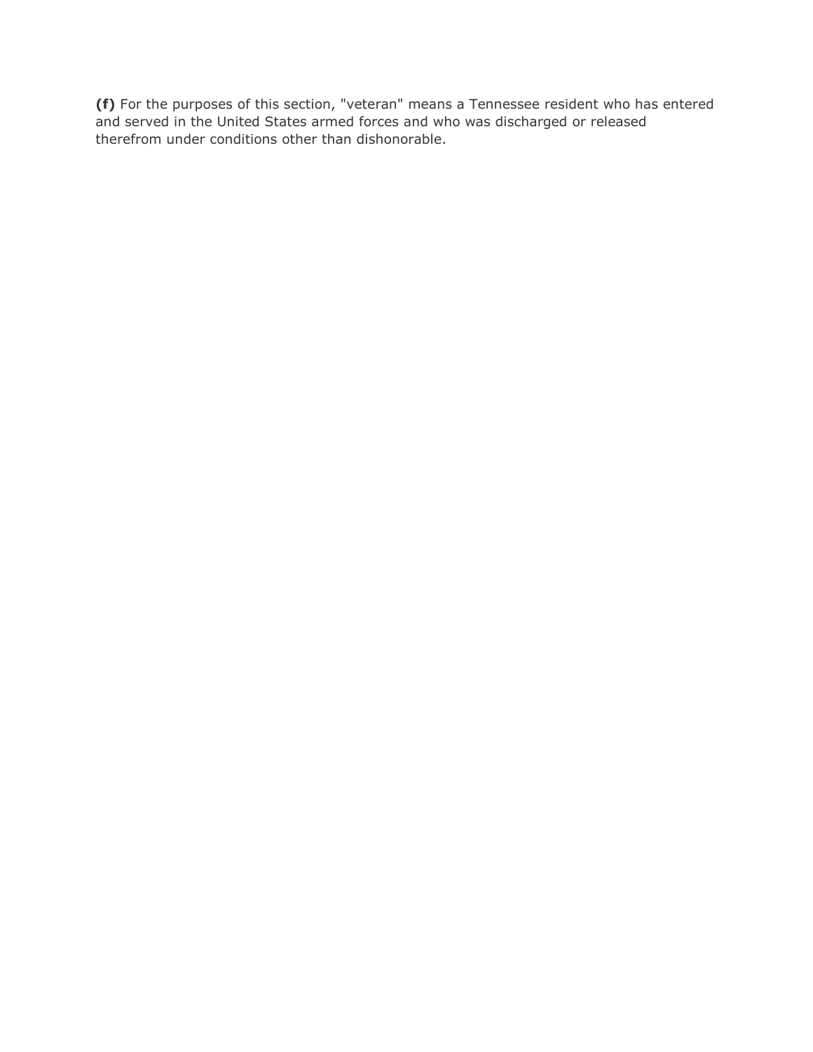**(f)** For the purposes of this section, "veteran" means a Tennessee resident who has entered and served in the United States armed forces and who was discharged or released therefrom under conditions other than dishonorable.